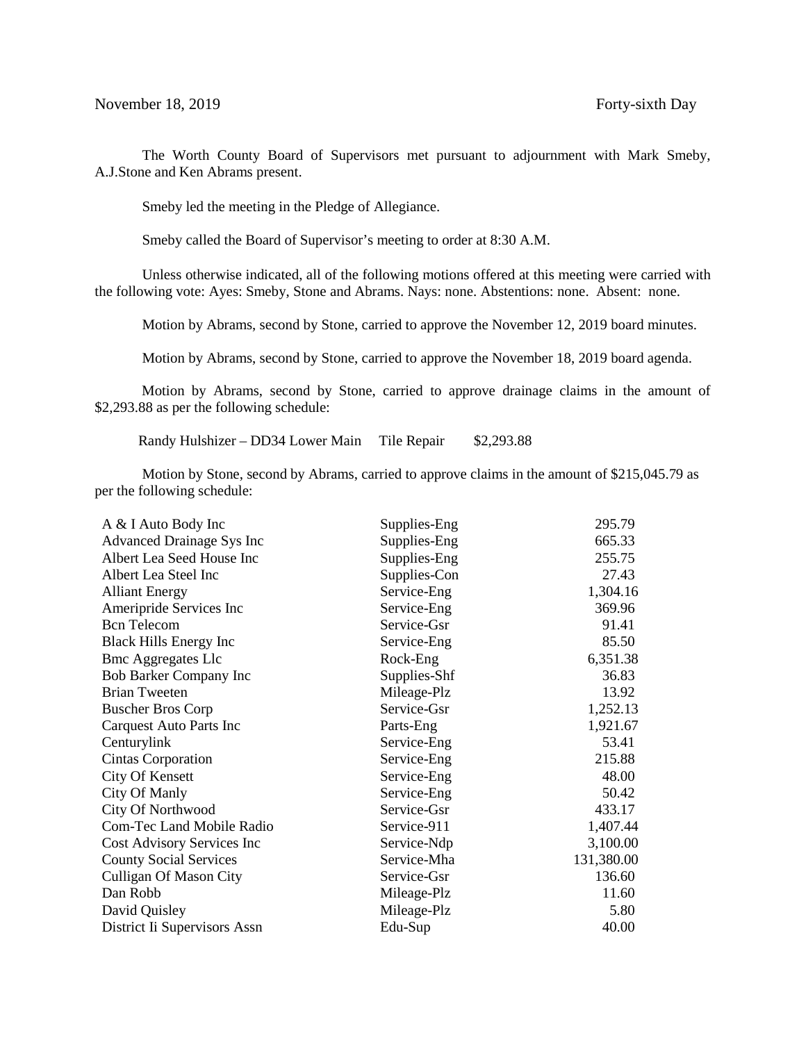November 18, 2019 Forty-sixth Day

The Worth County Board of Supervisors met pursuant to adjournment with Mark Smeby, A.J.Stone and Ken Abrams present.

Smeby led the meeting in the Pledge of Allegiance.

Smeby called the Board of Supervisor's meeting to order at 8:30 A.M.

Unless otherwise indicated, all of the following motions offered at this meeting were carried with the following vote: Ayes: Smeby, Stone and Abrams. Nays: none. Abstentions: none. Absent: none.

Motion by Abrams, second by Stone, carried to approve the November 12, 2019 board minutes.

Motion by Abrams, second by Stone, carried to approve the November 18, 2019 board agenda.

Motion by Abrams, second by Stone, carried to approve drainage claims in the amount of $2,293.88 as per the following schedule:

Randy Hulshizer – DD34 Lower Main Tile Repair $2,293.88

Motion by Stone, second by Abrams, carried to approve claims in the amount of $215,045.79 as per the following schedule:

| | | |
|---|---|---|
| A & I Auto Body Inc | Supplies-Eng | 295.79 |
| Advanced Drainage Sys Inc | Supplies-Eng | 665.33 |
| Albert Lea Seed House Inc | Supplies-Eng | 255.75 |
| Albert Lea Steel Inc | Supplies-Con | 27.43 |
| Alliant Energy | Service-Eng | 1,304.16 |
| Ameripride Services Inc | Service-Eng | 369.96 |
| Bcn Telecom | Service-Gsr | 91.41 |
| Black Hills Energy Inc | Service-Eng | 85.50 |
| Bmc Aggregates Llc | Rock-Eng | 6,351.38 |
| Bob Barker Company Inc | Supplies-Shf | 36.83 |
| Brian Tweeten | Mileage-Plz | 13.92 |
| Buscher Bros Corp | Service-Gsr | 1,252.13 |
| Carquest Auto Parts Inc | Parts-Eng | 1,921.67 |
| Centurylink | Service-Eng | 53.41 |
| Cintas Corporation | Service-Eng | 215.88 |
| City Of Kensett | Service-Eng | 48.00 |
| City Of Manly | Service-Eng | 50.42 |
| City Of Northwood | Service-Gsr | 433.17 |
| Com-Tec Land Mobile Radio | Service-911 | 1,407.44 |
| Cost Advisory Services Inc | Service-Ndp | 3,100.00 |
| County Social Services | Service-Mha | 131,380.00 |
| Culligan Of Mason City | Service-Gsr | 136.60 |
| Dan Robb | Mileage-Plz | 11.60 |
| David Quisley | Mileage-Plz | 5.80 |
| District Ii Supervisors Assn | Edu-Sup | 40.00 |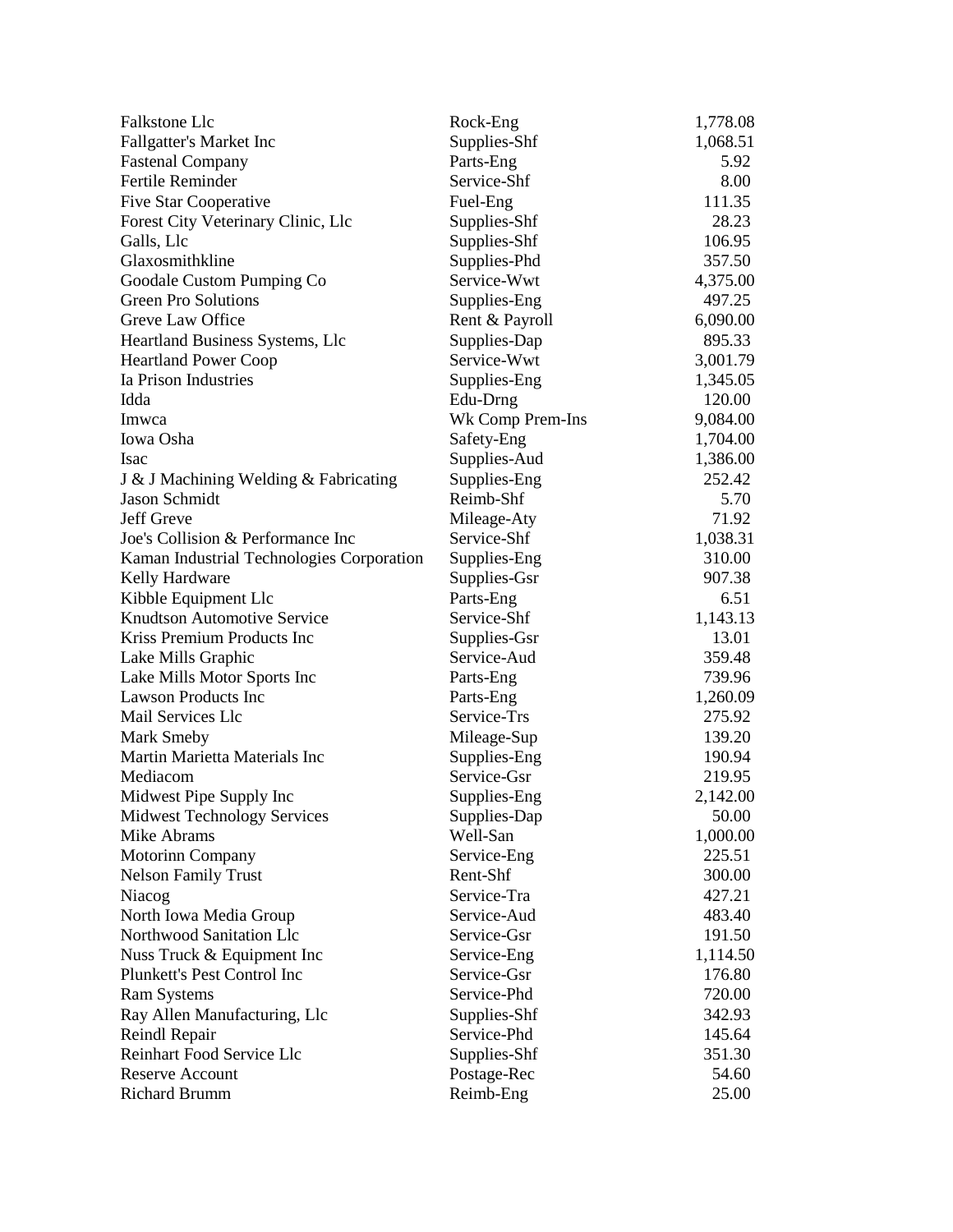| | | |
|---|---|---|
| Falkstone Llc | Rock-Eng | 1,778.08 |
| Fallgatter's Market Inc | Supplies-Shf | 1,068.51 |
| Fastenal Company | Parts-Eng | 5.92 |
| Fertile Reminder | Service-Shf | 8.00 |
| Five Star Cooperative | Fuel-Eng | 111.35 |
| Forest City Veterinary Clinic, Llc | Supplies-Shf | 28.23 |
| Galls, Llc | Supplies-Shf | 106.95 |
| Glaxosmithkline | Supplies-Phd | 357.50 |
| Goodale Custom Pumping Co | Service-Wwt | 4,375.00 |
| Green Pro Solutions | Supplies-Eng | 497.25 |
| Greve Law Office | Rent & Payroll | 6,090.00 |
| Heartland Business Systems, Llc | Supplies-Dap | 895.33 |
| Heartland Power Coop | Service-Wwt | 3,001.79 |
| Ia Prison Industries | Supplies-Eng | 1,345.05 |
| Idda | Edu-Drng | 120.00 |
| Imwca | Wk Comp Prem-Ins | 9,084.00 |
| Iowa Osha | Safety-Eng | 1,704.00 |
| Isac | Supplies-Aud | 1,386.00 |
| J & J Machining Welding & Fabricating | Supplies-Eng | 252.42 |
| Jason Schmidt | Reimb-Shf | 5.70 |
| Jeff Greve | Mileage-Aty | 71.92 |
| Joe's Collision & Performance Inc | Service-Shf | 1,038.31 |
| Kaman Industrial Technologies Corporation | Supplies-Eng | 310.00 |
| Kelly Hardware | Supplies-Gsr | 907.38 |
| Kibble Equipment Llc | Parts-Eng | 6.51 |
| Knudtson Automotive Service | Service-Shf | 1,143.13 |
| Kriss Premium Products Inc | Supplies-Gsr | 13.01 |
| Lake Mills Graphic | Service-Aud | 359.48 |
| Lake Mills Motor Sports Inc | Parts-Eng | 739.96 |
| Lawson Products Inc | Parts-Eng | 1,260.09 |
| Mail Services Llc | Service-Trs | 275.92 |
| Mark Smeby | Mileage-Sup | 139.20 |
| Martin Marietta Materials Inc | Supplies-Eng | 190.94 |
| Mediacom | Service-Gsr | 219.95 |
| Midwest Pipe Supply Inc | Supplies-Eng | 2,142.00 |
| Midwest Technology Services | Supplies-Dap | 50.00 |
| Mike Abrams | Well-San | 1,000.00 |
| Motorinn Company | Service-Eng | 225.51 |
| Nelson Family Trust | Rent-Shf | 300.00 |
| Niacog | Service-Tra | 427.21 |
| North Iowa Media Group | Service-Aud | 483.40 |
| Northwood Sanitation Llc | Service-Gsr | 191.50 |
| Nuss Truck & Equipment Inc | Service-Eng | 1,114.50 |
| Plunkett's Pest Control Inc | Service-Gsr | 176.80 |
| Ram Systems | Service-Phd | 720.00 |
| Ray Allen Manufacturing, Llc | Supplies-Shf | 342.93 |
| Reindl Repair | Service-Phd | 145.64 |
| Reinhart Food Service Llc | Supplies-Shf | 351.30 |
| Reserve Account | Postage-Rec | 54.60 |
| Richard Brumm | Reimb-Eng | 25.00 |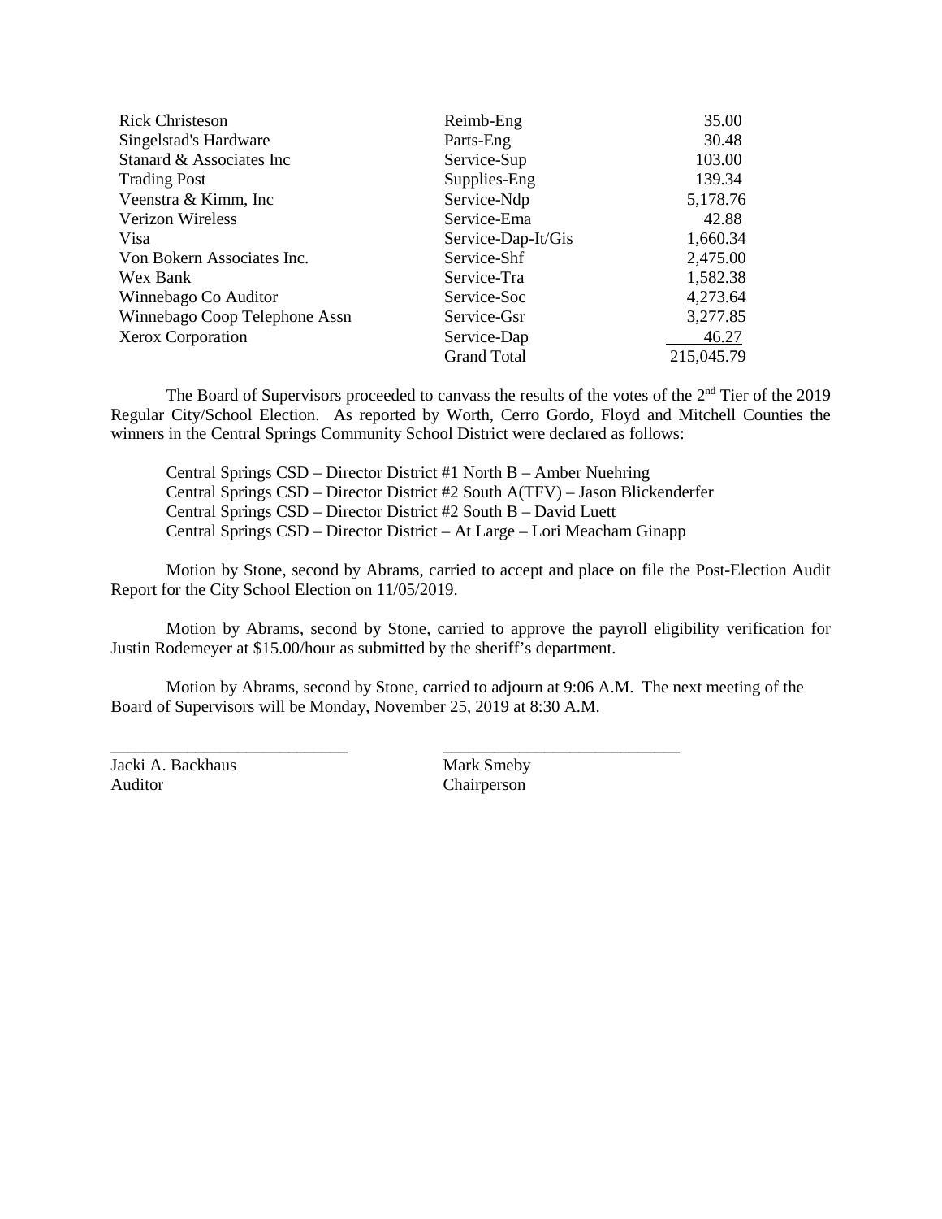| | | |
|---|---|---|
| Rick Christeson | Reimb-Eng | 35.00 |
| Singelstad's Hardware | Parts-Eng | 30.48 |
| Stanard & Associates Inc | Service-Sup | 103.00 |
| Trading Post | Supplies-Eng | 139.34 |
| Veenstra & Kimm, Inc | Service-Ndp | 5,178.76 |
| Verizon Wireless | Service-Ema | 42.88 |
| Visa | Service-Dap-It/Gis | 1,660.34 |
| Von Bokern Associates Inc. | Service-Shf | 2,475.00 |
| Wex Bank | Service-Tra | 1,582.38 |
| Winnebago Co Auditor | Service-Soc | 4,273.64 |
| Winnebago Coop Telephone Assn | Service-Gsr | 3,277.85 |
| Xerox Corporation | Service-Dap | 46.27 |
| | Grand Total | 215,045.79 |

The Board of Supervisors proceeded to canvass the results of the votes of the 2nd Tier of the 2019 Regular City/School Election. As reported by Worth, Cerro Gordo, Floyd and Mitchell Counties the winners in the Central Springs Community School District were declared as follows:

Central Springs CSD – Director District #1 North B – Amber Nuehring
Central Springs CSD – Director District #2 South A(TFV) – Jason Blickenderfer
Central Springs CSD – Director District #2 South B – David Luett
Central Springs CSD – Director District – At Large – Lori Meacham Ginapp

Motion by Stone, second by Abrams, carried to accept and place on file the Post-Election Audit Report for the City School Election on 11/05/2019.

Motion by Abrams, second by Stone, carried to approve the payroll eligibility verification for Justin Rodemeyer at $15.00/hour as submitted by the sheriff's department.

Motion by Abrams, second by Stone, carried to adjourn at 9:06 A.M. The next meeting of the Board of Supervisors will be Monday, November 25, 2019 at 8:30 A.M.

\_\_\_\_\_\_\_\_\_\_\_\_\_\_\_\_\_\_\_\_\_\_\_\_\_\_\_\_ \_\_\_\_\_\_\_\_\_\_\_\_\_\_\_\_\_\_\_\_\_\_\_\_\_\_\_\_

Jacki A. Backhaus  
Auditor

Mark Smeby  
Chairperson